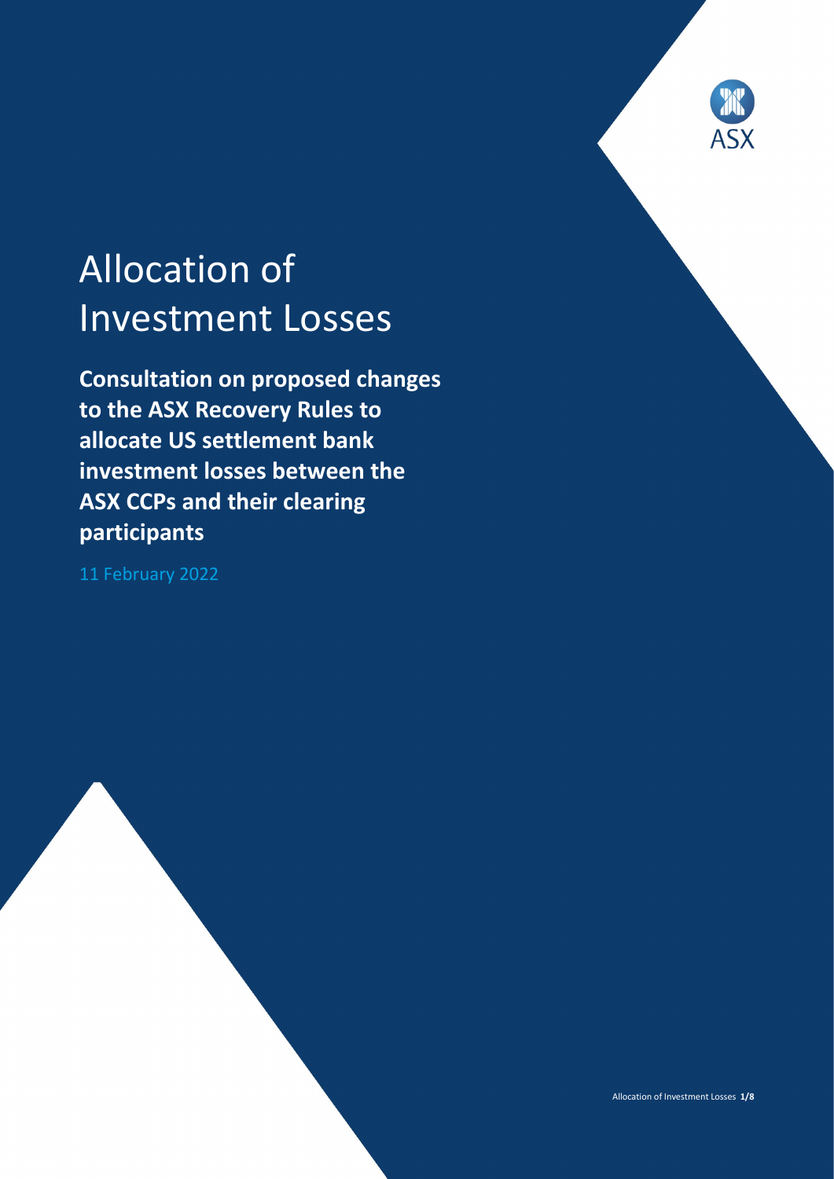# Allocation of Investment Losses

**Consultation on proposed changes to the ASX Recovery Rules to allocate US settlement bank investment losses between the ASX CCPs and their clearing participants**

11 February 2022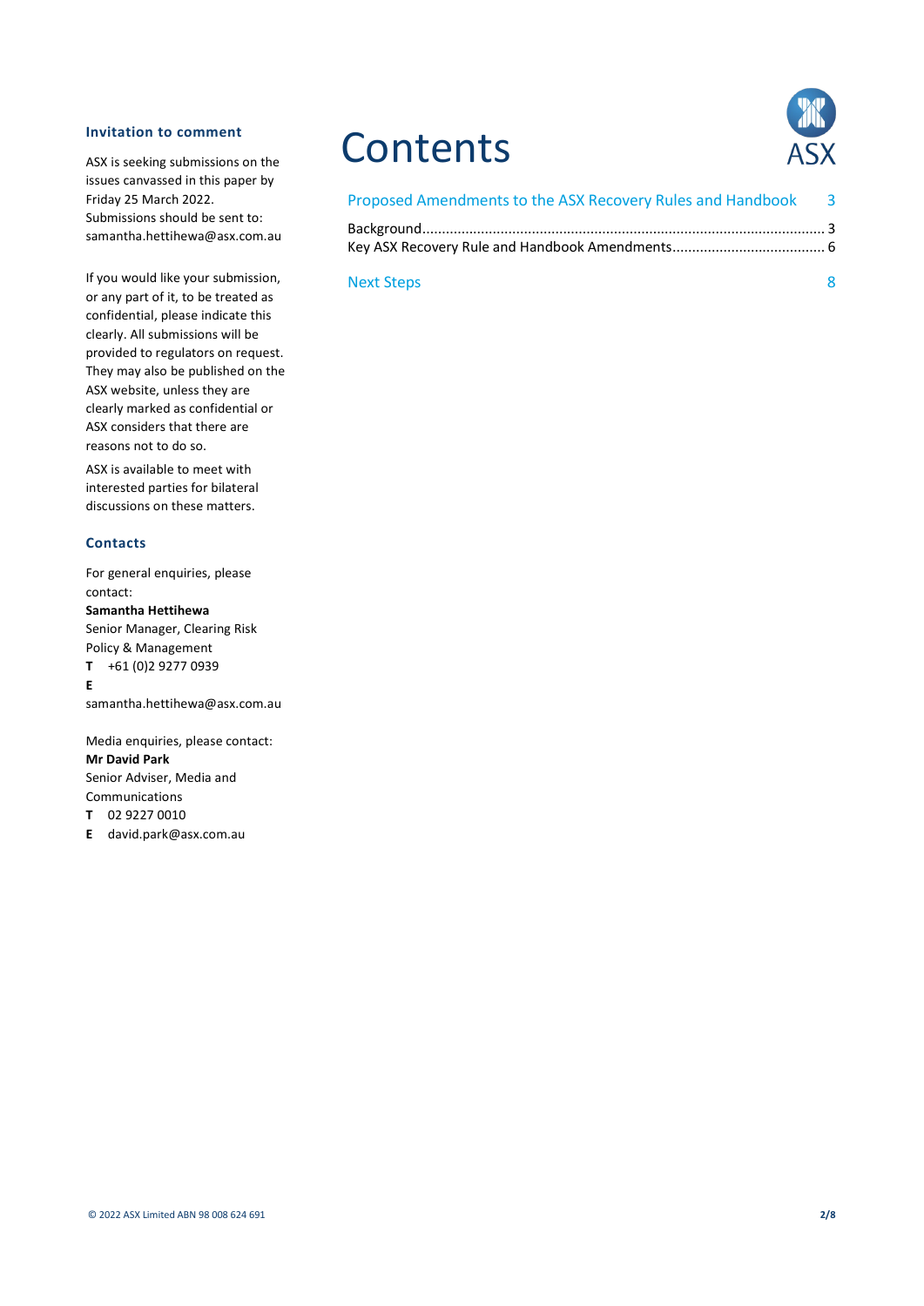### Invitation to comment

ASX is seeking submissions on the issues canvassed in this paper by Friday 25 March 2022. Submissions should be sent to: samantha.hettihewa@asx.com.au

If you would like your submission, or any part of it, to be treated as confidential, please indicate this clearly. All submissions will be provided to regulators on request. They may also be published on the ASX website, unless they are clearly marked as confidential or ASX considers that there are reasons not to do so.

ASX is available to meet with interested parties for bilateral discussions on these matters.

### Contacts

For general enquiries, please contact:

**Samantha Hettihewa**
Senior Manager, Clearing Risk Policy & Management
**T** +61 (0)2 9277 0939
**E** samantha.hettihewa@asx.com.au

Media enquiries, please contact:

**Mr David Park**
Senior Adviser, Media and Communications
**T** 02 9227 0010
**E** david.park@asx.com.au

# Contents

Proposed Amendments to the ASX Recovery Rules and Handbook ..... 3

- Background ..... 3
- Key ASX Recovery Rule and Handbook Amendments ..... 6

Next Steps ..... 8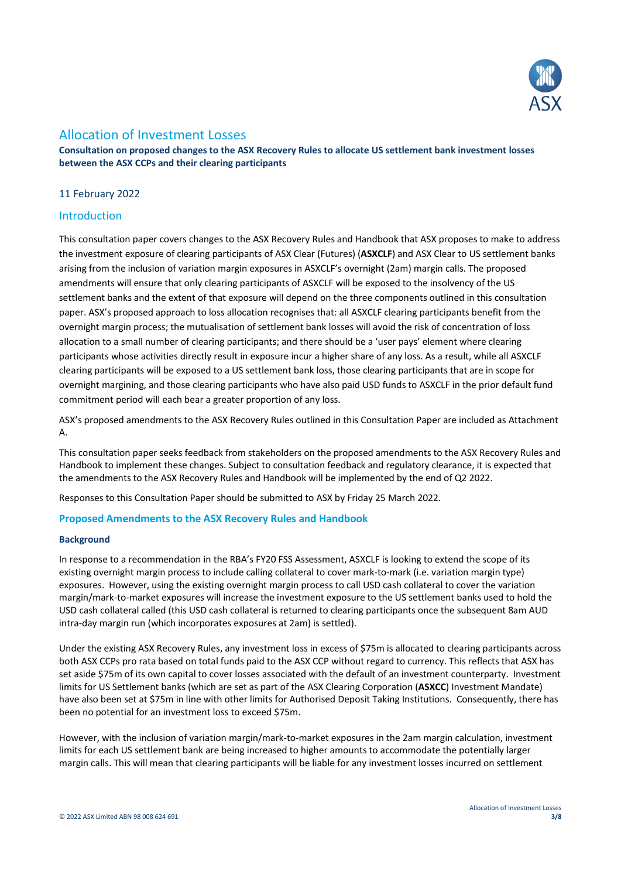# Allocation of Investment Losses

**Consultation on proposed changes to the ASX Recovery Rules to allocate US settlement bank investment losses between the ASX CCPs and their clearing participants**

## 11 February 2022

## Introduction

This consultation paper covers changes to the ASX Recovery Rules and Handbook that ASX proposes to make to address the investment exposure of clearing participants of ASX Clear (Futures) (**ASXCLF**) and ASX Clear to US settlement banks arising from the inclusion of variation margin exposures in ASXCLF's overnight (2am) margin calls. The proposed amendments will ensure that only clearing participants of ASXCLF will be exposed to the insolvency of the US settlement banks and the extent of that exposure will depend on the three components outlined in this consultation paper. ASX's proposed approach to loss allocation recognises that: all ASXCLF clearing participants benefit from the overnight margin process; the mutualisation of settlement bank losses will avoid the risk of concentration of loss allocation to a small number of clearing participants; and there should be a 'user pays' element where clearing participants whose activities directly result in exposure incur a higher share of any loss. As a result, while all ASXCLF clearing participants will be exposed to a US settlement bank loss, those clearing participants that are in scope for overnight margining, and those clearing participants who have also paid USD funds to ASXCLF in the prior default fund commitment period will each bear a greater proportion of any loss.

ASX's proposed amendments to the ASX Recovery Rules outlined in this Consultation Paper are included as Attachment A.

This consultation paper seeks feedback from stakeholders on the proposed amendments to the ASX Recovery Rules and Handbook to implement these changes. Subject to consultation feedback and regulatory clearance, it is expected that the amendments to the ASX Recovery Rules and Handbook will be implemented by the end of Q2 2022.

Responses to this Consultation Paper should be submitted to ASX by Friday 25 March 2022.

### Proposed Amendments to the ASX Recovery Rules and Handbook

#### Background

In response to a recommendation in the RBA's FY20 FSS Assessment, ASXCLF is looking to extend the scope of its existing overnight margin process to include calling collateral to cover mark-to-mark (i.e. variation margin type) exposures. However, using the existing overnight margin process to call USD cash collateral to cover the variation margin/mark-to-market exposures will increase the investment exposure to the US settlement banks used to hold the USD cash collateral called (this USD cash collateral is returned to clearing participants once the subsequent 8am AUD intra-day margin run (which incorporates exposures at 2am) is settled).

Under the existing ASX Recovery Rules, any investment loss in excess of $75m is allocated to clearing participants across both ASX CCPs pro rata based on total funds paid to the ASX CCP without regard to currency. This reflects that ASX has set aside $75m of its own capital to cover losses associated with the default of an investment counterparty. Investment limits for US Settlement banks (which are set as part of the ASX Clearing Corporation (**ASXCC**) Investment Mandate) have also been set at $75m in line with other limits for Authorised Deposit Taking Institutions. Consequently, there has been no potential for an investment loss to exceed $75m.

However, with the inclusion of variation margin/mark-to-market exposures in the 2am margin calculation, investment limits for each US settlement bank are being increased to higher amounts to accommodate the potentially larger margin calls. This will mean that clearing participants will be liable for any investment losses incurred on settlement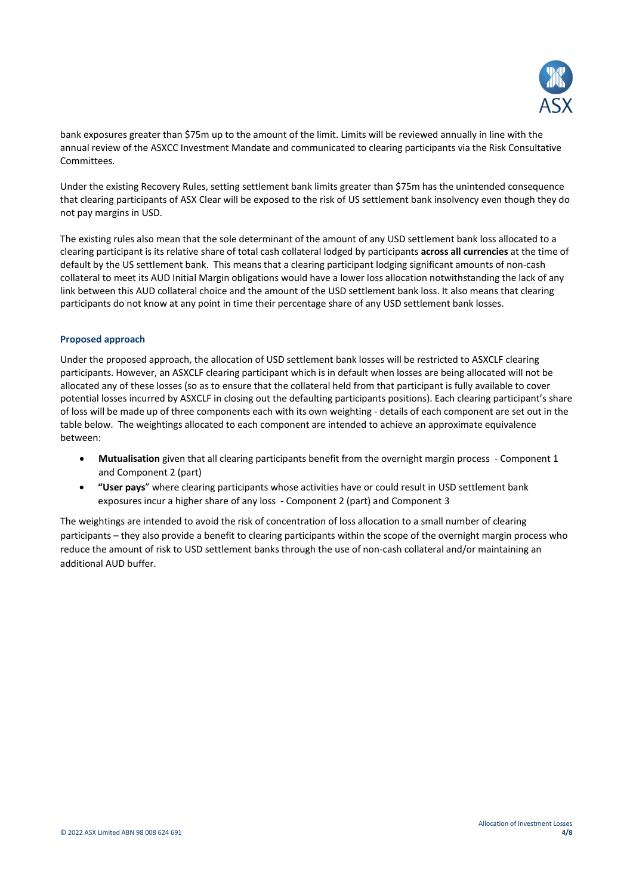bank exposures greater than $75m up to the amount of the limit. Limits will be reviewed annually in line with the annual review of the ASXCC Investment Mandate and communicated to clearing participants via the Risk Consultative Committees.

Under the existing Recovery Rules, setting settlement bank limits greater than $75m has the unintended consequence that clearing participants of ASX Clear will be exposed to the risk of US settlement bank insolvency even though they do not pay margins in USD.

The existing rules also mean that the sole determinant of the amount of any USD settlement bank loss allocated to a clearing participant is its relative share of total cash collateral lodged by participants **across all currencies** at the time of default by the US settlement bank. This means that a clearing participant lodging significant amounts of non-cash collateral to meet its AUD Initial Margin obligations would have a lower loss allocation notwithstanding the lack of any link between this AUD collateral choice and the amount of the USD settlement bank loss. It also means that clearing participants do not know at any point in time their percentage share of any USD settlement bank losses.

### Proposed approach

Under the proposed approach, the allocation of USD settlement bank losses will be restricted to ASXCLF clearing participants. However, an ASXCLF clearing participant which is in default when losses are being allocated will not be allocated any of these losses (so as to ensure that the collateral held from that participant is fully available to cover potential losses incurred by ASXCLF in closing out the defaulting participants positions). Each clearing participant's share of loss will be made up of three components each with its own weighting - details of each component are set out in the table below. The weightings allocated to each component are intended to achieve an approximate equivalence between:

- **Mutualisation** given that all clearing participants benefit from the overnight margin process - Component 1 and Component 2 (part)
- **"User pays"** where clearing participants whose activities have or could result in USD settlement bank exposures incur a higher share of any loss - Component 2 (part) and Component 3

The weightings are intended to avoid the risk of concentration of loss allocation to a small number of clearing participants – they also provide a benefit to clearing participants within the scope of the overnight margin process who reduce the amount of risk to USD settlement banks through the use of non-cash collateral and/or maintaining an additional AUD buffer.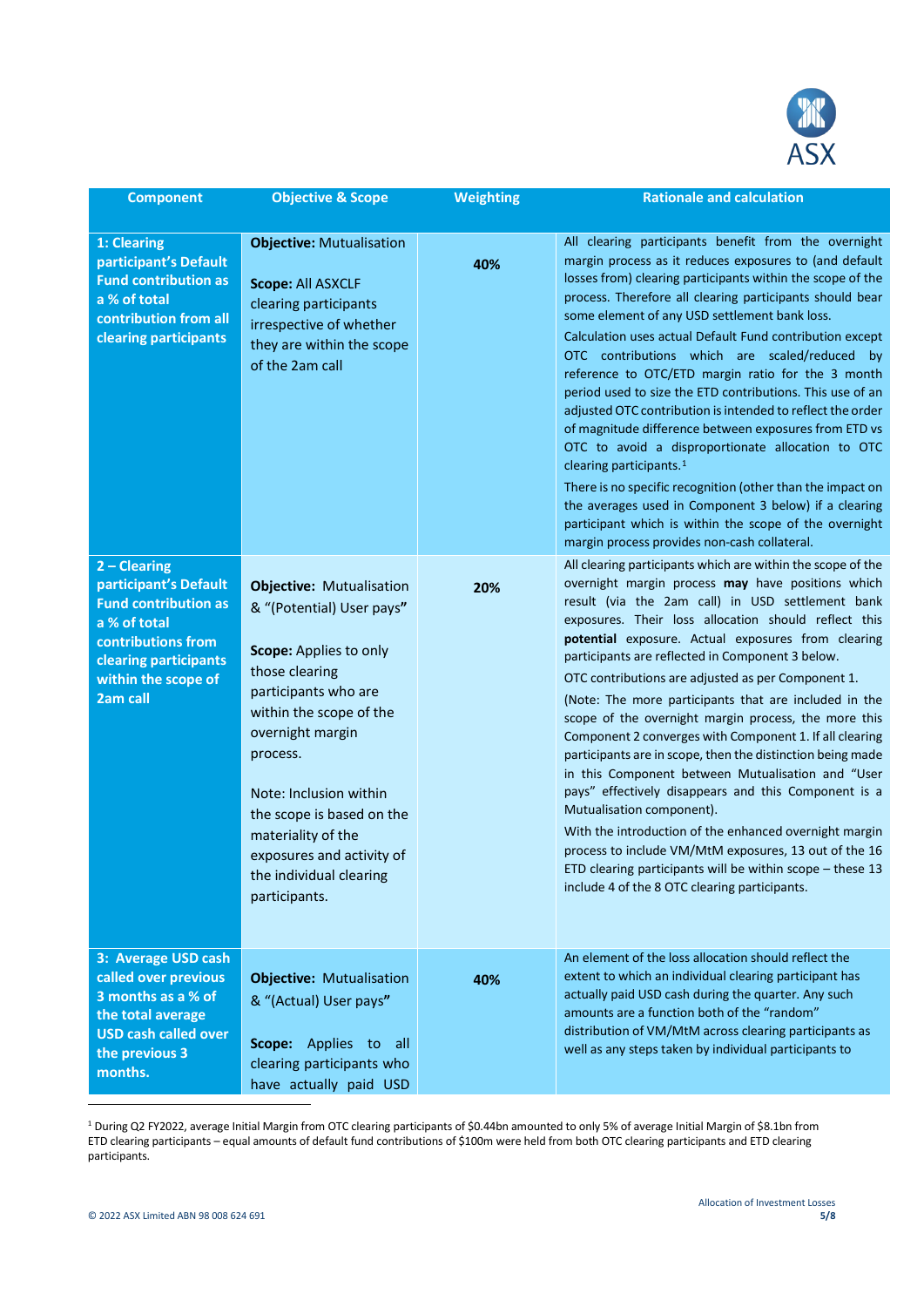| Component | Objective & Scope | Weighting | Rationale and calculation |
|---|---|---|---|
| **1: Clearing participant's Default Fund contribution as a % of total contribution from all clearing participants** | **Objective:** Mutualisation<br><br>**Scope:** All ASXCLF clearing participants irrespective of whether they are within the scope of the 2am call | **40%** | All clearing participants benefit from the overnight margin process as it reduces exposures to (and default losses from) clearing participants within the scope of the process. Therefore all clearing participants should bear some element of any USD settlement bank loss.<br>Calculation uses actual Default Fund contribution except OTC contributions which are scaled/reduced by reference to OTC/ETD margin ratio for the 3 month period used to size the ETD contributions. This use of an adjusted OTC contribution is intended to reflect the order of magnitude difference between exposures from ETD vs OTC to avoid a disproportionate allocation to OTC clearing participants.[1]<br>There is no specific recognition (other than the impact on the averages used in Component 3 below) if a clearing participant which is within the scope of the overnight margin process provides non-cash collateral. |
| **2 – Clearing participant's Default Fund contribution as a % of total contributions from clearing participants within the scope of 2am call** | **Objective:** Mutualisation & "(Potential) User pays"<br><br>**Scope:** Applies to only those clearing participants who are within the scope of the overnight margin process.<br><br>Note: Inclusion within the scope is based on the materiality of the exposures and activity of the individual clearing participants. | **20%** | All clearing participants which are within the scope of the overnight margin process **may** have positions which result (via the 2am call) in USD settlement bank exposures. Their loss allocation should reflect this **potential** exposure. Actual exposures from clearing participants are reflected in Component 3 below.<br>OTC contributions are adjusted as per Component 1.<br>(Note: The more participants that are included in the scope of the overnight margin process, the more this Component 2 converges with Component 1. If all clearing participants are in scope, then the distinction being made in this Component between Mutualisation and "User pays" effectively disappears and this Component is a Mutualisation component).<br>With the introduction of the enhanced overnight margin process to include VM/MtM exposures, 13 out of the 16 ETD clearing participants will be within scope – these 13 include 4 of the 8 OTC clearing participants. |
| **3: Average USD cash called over previous 3 months as a % of the total average USD cash called over the previous 3 months.** | **Objective:** Mutualisation & "(Actual) User pays"<br><br>**Scope:** Applies to all clearing participants who have actually paid USD | **40%** | An element of the loss allocation should reflect the extent to which an individual clearing participant has actually paid USD cash during the quarter. Any such amounts are a function both of the "random" distribution of VM/MtM across clearing participants as well as any steps taken by individual participants to |

[1] During Q2 FY2022, average Initial Margin from OTC clearing participants of $0.44bn amounted to only 5% of average Initial Margin of $8.1bn from ETD clearing participants – equal amounts of default fund contributions of $100m were held from both OTC clearing participants and ETD clearing participants.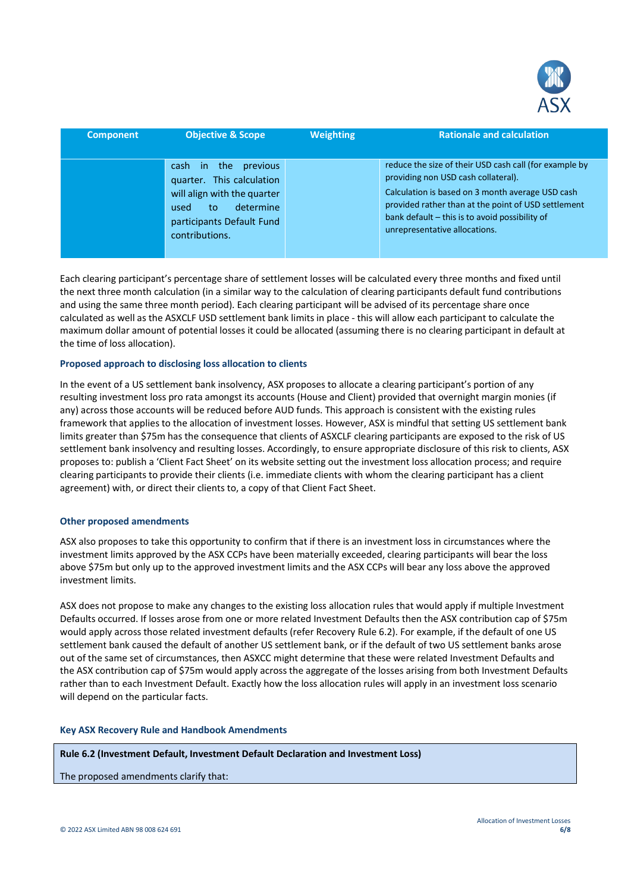| Component | Objective & Scope | Weighting | Rationale and calculation |
| --- | --- | --- | --- |
| | cash in the previous quarter. This calculation will align with the quarter used to determine participants Default Fund contributions. | | reduce the size of their USD cash call (for example by providing non USD cash collateral).<br>Calculation is based on 3 month average USD cash provided rather than at the point of USD settlement bank default – this is to avoid possibility of unrepresentative allocations. |

Each clearing participant's percentage share of settlement losses will be calculated every three months and fixed until the next three month calculation (in a similar way to the calculation of clearing participants default fund contributions and using the same three month period). Each clearing participant will be advised of its percentage share once calculated as well as the ASXCLF USD settlement bank limits in place - this will allow each participant to calculate the maximum dollar amount of potential losses it could be allocated (assuming there is no clearing participant in default at the time of loss allocation).

### Proposed approach to disclosing loss allocation to clients

In the event of a US settlement bank insolvency, ASX proposes to allocate a clearing participant's portion of any resulting investment loss pro rata amongst its accounts (House and Client) provided that overnight margin monies (if any) across those accounts will be reduced before AUD funds. This approach is consistent with the existing rules framework that applies to the allocation of investment losses. However, ASX is mindful that setting US settlement bank limits greater than $75m has the consequence that clients of ASXCLF clearing participants are exposed to the risk of US settlement bank insolvency and resulting losses. Accordingly, to ensure appropriate disclosure of this risk to clients, ASX proposes to: publish a 'Client Fact Sheet' on its website setting out the investment loss allocation process; and require clearing participants to provide their clients (i.e. immediate clients with whom the clearing participant has a client agreement) with, or direct their clients to, a copy of that Client Fact Sheet.

### Other proposed amendments

ASX also proposes to take this opportunity to confirm that if there is an investment loss in circumstances where the investment limits approved by the ASX CCPs have been materially exceeded, clearing participants will bear the loss above $75m but only up to the approved investment limits and the ASX CCPs will bear any loss above the approved investment limits.

ASX does not propose to make any changes to the existing loss allocation rules that would apply if multiple Investment Defaults occurred. If losses arose from one or more related Investment Defaults then the ASX contribution cap of $75m would apply across those related investment defaults (refer Recovery Rule 6.2). For example, if the default of one US settlement bank caused the default of another US settlement bank, or if the default of two US settlement banks arose out of the same set of circumstances, then ASXCC might determine that these were related Investment Defaults and the ASX contribution cap of $75m would apply across the aggregate of the losses arising from both Investment Defaults rather than to each Investment Default. Exactly how the loss allocation rules will apply in an investment loss scenario will depend on the particular facts.

### Key ASX Recovery Rule and Handbook Amendments

**Rule 6.2 (Investment Default, Investment Default Declaration and Investment Loss)**

The proposed amendments clarify that: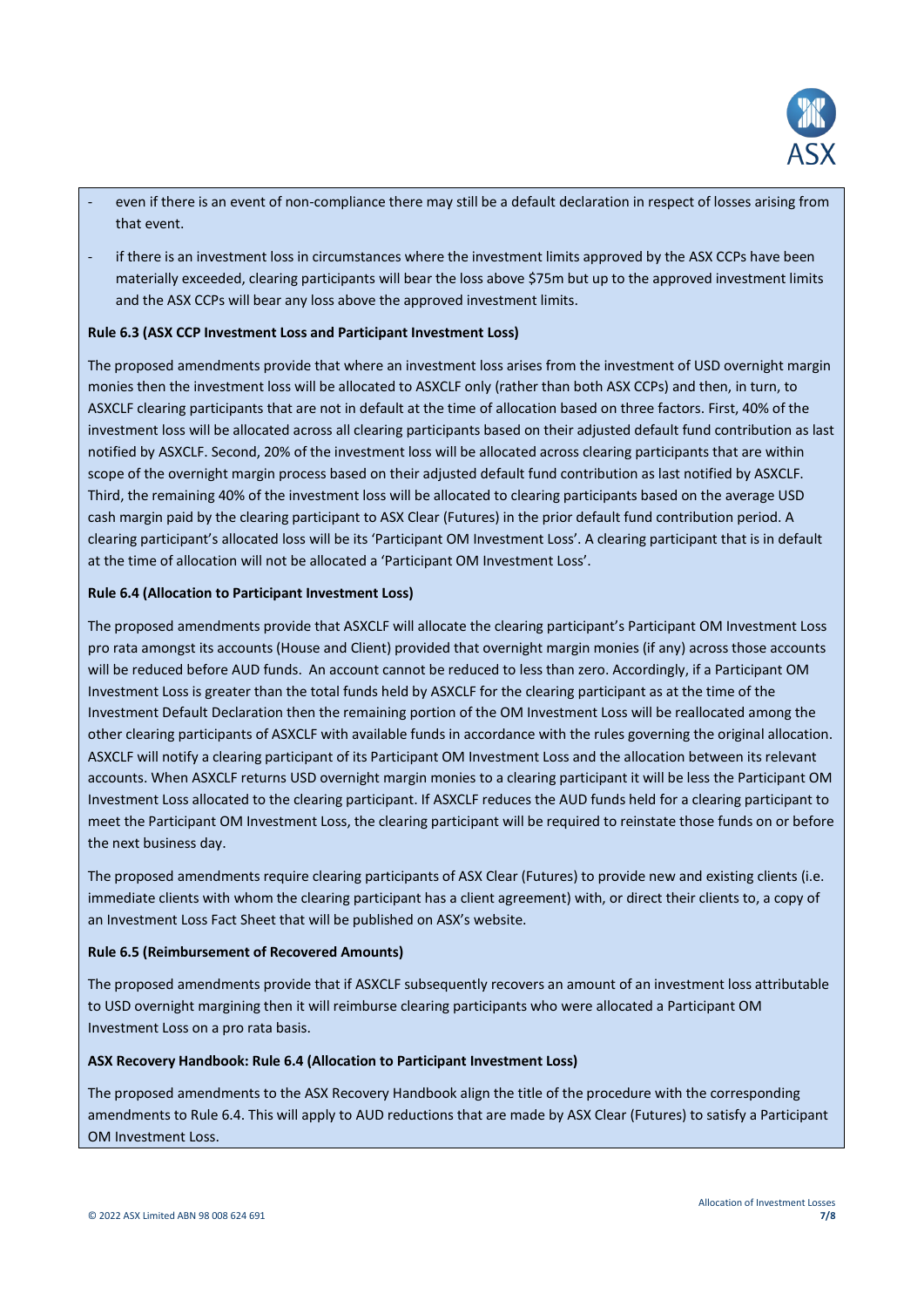- even if there is an event of non-compliance there may still be a default declaration in respect of losses arising from that event.
- if there is an investment loss in circumstances where the investment limits approved by the ASX CCPs have been materially exceeded, clearing participants will bear the loss above $75m but up to the approved investment limits and the ASX CCPs will bear any loss above the approved investment limits.

**Rule 6.3 (ASX CCP Investment Loss and Participant Investment Loss)**

The proposed amendments provide that where an investment loss arises from the investment of USD overnight margin monies then the investment loss will be allocated to ASXCLF only (rather than both ASX CCPs) and then, in turn, to ASXCLF clearing participants that are not in default at the time of allocation based on three factors. First, 40% of the investment loss will be allocated across all clearing participants based on their adjusted default fund contribution as last notified by ASXCLF. Second, 20% of the investment loss will be allocated across clearing participants that are within scope of the overnight margin process based on their adjusted default fund contribution as last notified by ASXCLF. Third, the remaining 40% of the investment loss will be allocated to clearing participants based on the average USD cash margin paid by the clearing participant to ASX Clear (Futures) in the prior default fund contribution period. A clearing participant's allocated loss will be its 'Participant OM Investment Loss'. A clearing participant that is in default at the time of allocation will not be allocated a 'Participant OM Investment Loss'.

**Rule 6.4 (Allocation to Participant Investment Loss)**

The proposed amendments provide that ASXCLF will allocate the clearing participant's Participant OM Investment Loss pro rata amongst its accounts (House and Client) provided that overnight margin monies (if any) across those accounts will be reduced before AUD funds. An account cannot be reduced to less than zero. Accordingly, if a Participant OM Investment Loss is greater than the total funds held by ASXCLF for the clearing participant as at the time of the Investment Default Declaration then the remaining portion of the OM Investment Loss will be reallocated among the other clearing participants of ASXCLF with available funds in accordance with the rules governing the original allocation. ASXCLF will notify a clearing participant of its Participant OM Investment Loss and the allocation between its relevant accounts. When ASXCLF returns USD overnight margin monies to a clearing participant it will be less the Participant OM Investment Loss allocated to the clearing participant. If ASXCLF reduces the AUD funds held for a clearing participant to meet the Participant OM Investment Loss, the clearing participant will be required to reinstate those funds on or before the next business day.

The proposed amendments require clearing participants of ASX Clear (Futures) to provide new and existing clients (i.e. immediate clients with whom the clearing participant has a client agreement) with, or direct their clients to, a copy of an Investment Loss Fact Sheet that will be published on ASX's website.

**Rule 6.5 (Reimbursement of Recovered Amounts)**

The proposed amendments provide that if ASXCLF subsequently recovers an amount of an investment loss attributable to USD overnight margining then it will reimburse clearing participants who were allocated a Participant OM Investment Loss on a pro rata basis.

**ASX Recovery Handbook: Rule 6.4 (Allocation to Participant Investment Loss)**

The proposed amendments to the ASX Recovery Handbook align the title of the procedure with the corresponding amendments to Rule 6.4. This will apply to AUD reductions that are made by ASX Clear (Futures) to satisfy a Participant OM Investment Loss.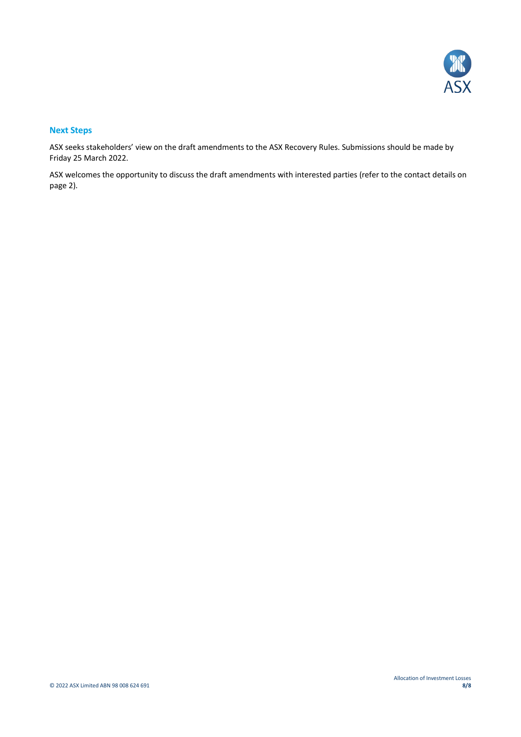## Next Steps

ASX seeks stakeholders' view on the draft amendments to the ASX Recovery Rules. Submissions should be made by Friday 25 March 2022.

ASX welcomes the opportunity to discuss the draft amendments with interested parties (refer to the contact details on page 2).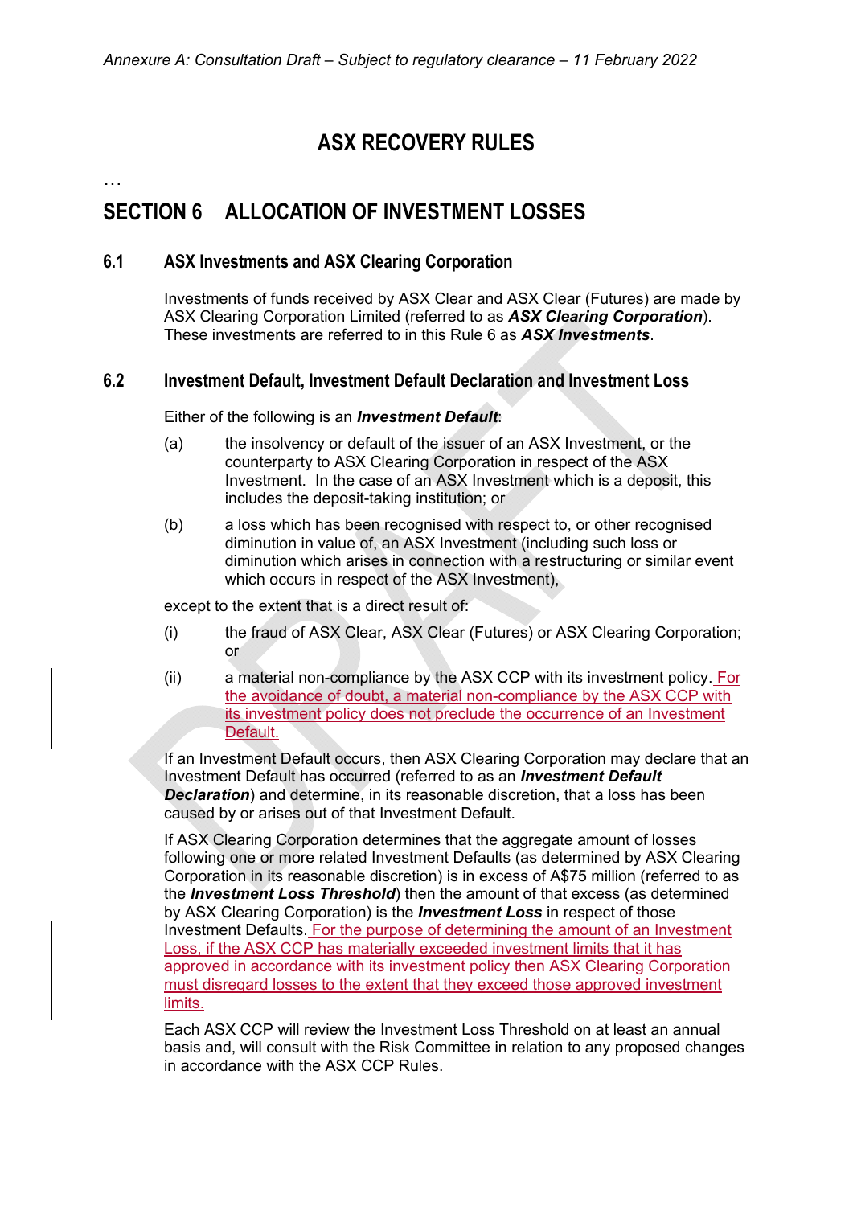*Annexure A: Consultation Draft – Subject to regulatory clearance – 11 February 2022*

# ASX RECOVERY RULES

…

## SECTION 6 ALLOCATION OF INVESTMENT LOSSES

### 6.1 ASX Investments and ASX Clearing Corporation

Investments of funds received by ASX Clear and ASX Clear (Futures) are made by ASX Clearing Corporation Limited (referred to as ***ASX Clearing Corporation***). These investments are referred to in this Rule 6 as ***ASX Investments***.

### 6.2 Investment Default, Investment Default Declaration and Investment Loss

Either of the following is an ***Investment Default***:

(a) the insolvency or default of the issuer of an ASX Investment, or the counterparty to ASX Clearing Corporation in respect of the ASX Investment. In the case of an ASX Investment which is a deposit, this includes the deposit-taking institution; or

(b) a loss which has been recognised with respect to, or other recognised diminution in value of, an ASX Investment (including such loss or diminution which arises in connection with a restructuring or similar event which occurs in respect of the ASX Investment),

except to the extent that is a direct result of:

(i) the fraud of ASX Clear, ASX Clear (Futures) or ASX Clearing Corporation; or

(ii) a material non-compliance by the ASX CCP with its investment policy. For the avoidance of doubt, a material non-compliance by the ASX CCP with its investment policy does not preclude the occurrence of an Investment Default.

If an Investment Default occurs, then ASX Clearing Corporation may declare that an Investment Default has occurred (referred to as an ***Investment Default Declaration***) and determine, in its reasonable discretion, that a loss has been caused by or arises out of that Investment Default.

If ASX Clearing Corporation determines that the aggregate amount of losses following one or more related Investment Defaults (as determined by ASX Clearing Corporation in its reasonable discretion) is in excess of A$75 million (referred to as the ***Investment Loss Threshold***) then the amount of that excess (as determined by ASX Clearing Corporation) is the ***Investment Loss*** in respect of those Investment Defaults. For the purpose of determining the amount of an Investment Loss, if the ASX CCP has materially exceeded investment limits that it has approved in accordance with its investment policy then ASX Clearing Corporation must disregard losses to the extent that they exceed those approved investment limits.

Each ASX CCP will review the Investment Loss Threshold on at least an annual basis and, will consult with the Risk Committee in relation to any proposed changes in accordance with the ASX CCP Rules.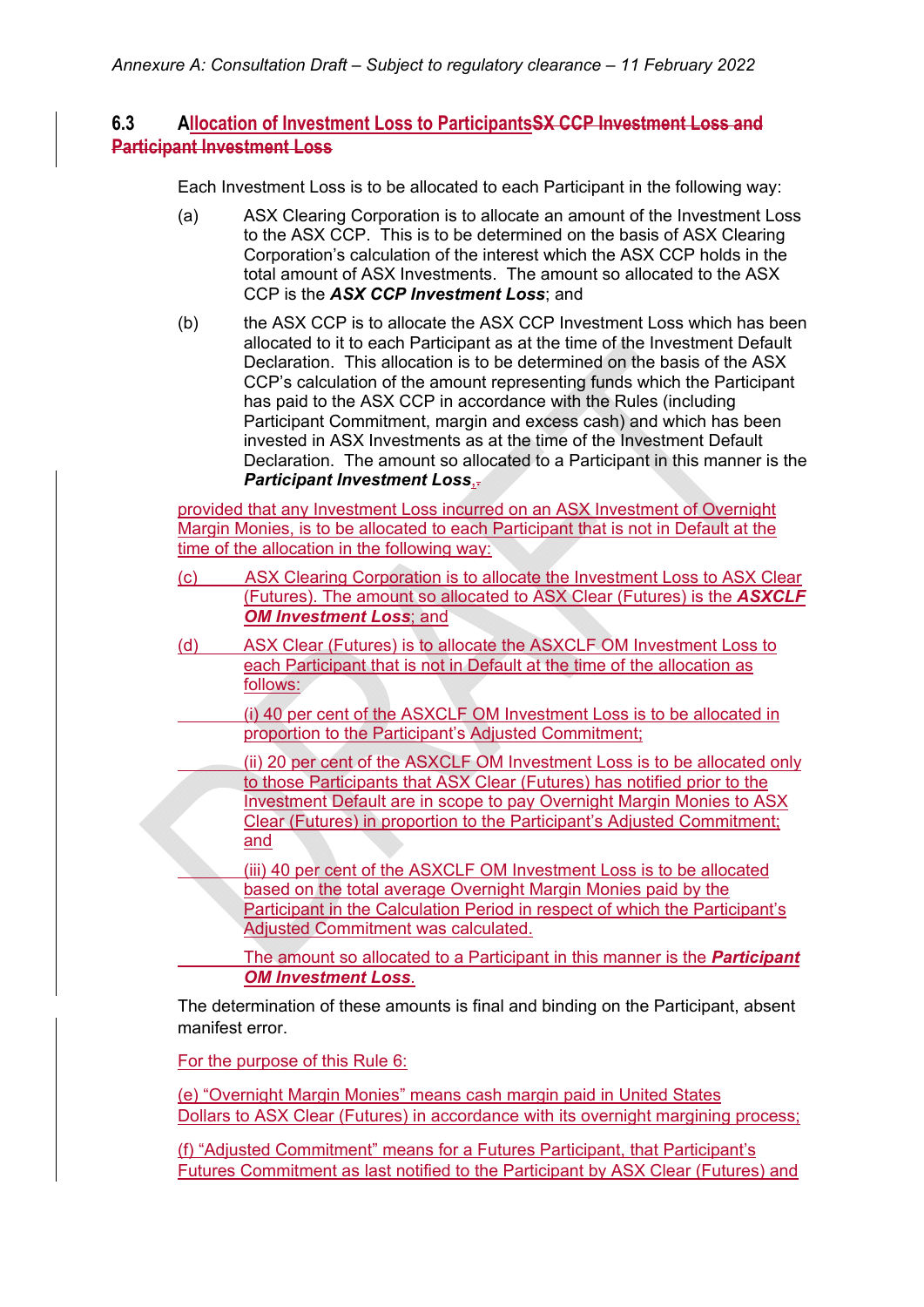### 6.3 Allocation of Investment Loss to ParticipantsSX CCP Investment Loss and Participant Investment Loss

Each Investment Loss is to be allocated to each Participant in the following way:

(a) ASX Clearing Corporation is to allocate an amount of the Investment Loss to the ASX CCP. This is to be determined on the basis of ASX Clearing Corporation's calculation of the interest which the ASX CCP holds in the total amount of ASX Investments. The amount so allocated to the ASX CCP is the ***ASX CCP Investment Loss***; and

(b) the ASX CCP is to allocate the ASX CCP Investment Loss which has been allocated to it to each Participant as at the time of the Investment Default Declaration. This allocation is to be determined on the basis of the ASX CCP's calculation of the amount representing funds which the Participant has paid to the ASX CCP in accordance with the Rules (including Participant Commitment, margin and excess cash) and which has been invested in ASX Investments as at the time of the Investment Default Declaration. The amount so allocated to a Participant in this manner is the ***Participant Investment Loss***,.

provided that any Investment Loss incurred on an ASX Investment of Overnight Margin Monies, is to be allocated to each Participant that is not in Default at the time of the allocation in the following way:

(c) ASX Clearing Corporation is to allocate the Investment Loss to ASX Clear (Futures). The amount so allocated to ASX Clear (Futures) is the ***ASXCLF OM Investment Loss***; and

(d) ASX Clear (Futures) is to allocate the ASXCLF OM Investment Loss to each Participant that is not in Default at the time of the allocation as follows:

(i) 40 per cent of the ASXCLF OM Investment Loss is to be allocated in proportion to the Participant's Adjusted Commitment;

(ii) 20 per cent of the ASXCLF OM Investment Loss is to be allocated only to those Participants that ASX Clear (Futures) has notified prior to the Investment Default are in scope to pay Overnight Margin Monies to ASX Clear (Futures) in proportion to the Participant's Adjusted Commitment; and

(iii) 40 per cent of the ASXCLF OM Investment Loss is to be allocated based on the total average Overnight Margin Monies paid by the Participant in the Calculation Period in respect of which the Participant's Adjusted Commitment was calculated.

The amount so allocated to a Participant in this manner is the ***Participant OM Investment Loss***.

The determination of these amounts is final and binding on the Participant, absent manifest error.

For the purpose of this Rule 6:

(e) "Overnight Margin Monies" means cash margin paid in United States Dollars to ASX Clear (Futures) in accordance with its overnight margining process;

(f) "Adjusted Commitment" means for a Futures Participant, that Participant's Futures Commitment as last notified to the Participant by ASX Clear (Futures) and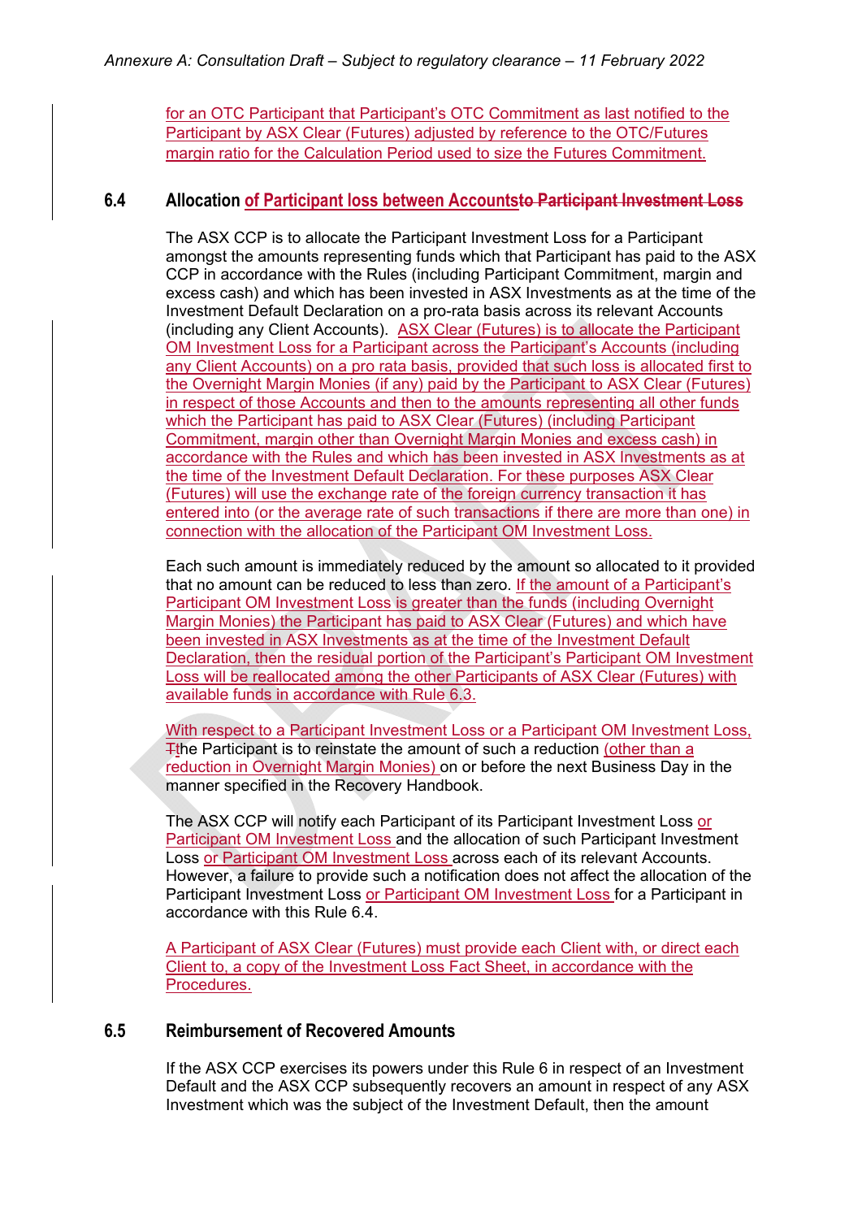for an OTC Participant that Participant's OTC Commitment as last notified to the Participant by ASX Clear (Futures) adjusted by reference to the OTC/Futures margin ratio for the Calculation Period used to size the Futures Commitment.

## 6.4 Allocation of Participant loss between Accounts~~to Participant Investment Loss~~

The ASX CCP is to allocate the Participant Investment Loss for a Participant amongst the amounts representing funds which that Participant has paid to the ASX CCP in accordance with the Rules (including Participant Commitment, margin and excess cash) and which has been invested in ASX Investments as at the time of the Investment Default Declaration on a pro-rata basis across its relevant Accounts (including any Client Accounts). ASX Clear (Futures) is to allocate the Participant OM Investment Loss for a Participant across the Participant's Accounts (including any Client Accounts) on a pro rata basis, provided that such loss is allocated first to the Overnight Margin Monies (if any) paid by the Participant to ASX Clear (Futures) in respect of those Accounts and then to the amounts representing all other funds which the Participant has paid to ASX Clear (Futures) (including Participant Commitment, margin other than Overnight Margin Monies and excess cash) in accordance with the Rules and which has been invested in ASX Investments as at the time of the Investment Default Declaration. For these purposes ASX Clear (Futures) will use the exchange rate of the foreign currency transaction it has entered into (or the average rate of such transactions if there are more than one) in connection with the allocation of the Participant OM Investment Loss.

Each such amount is immediately reduced by the amount so allocated to it provided that no amount can be reduced to less than zero. If the amount of a Participant's Participant OM Investment Loss is greater than the funds (including Overnight Margin Monies) the Participant has paid to ASX Clear (Futures) and which have been invested in ASX Investments as at the time of the Investment Default Declaration, then the residual portion of the Participant's Participant OM Investment Loss will be reallocated among the other Participants of ASX Clear (Futures) with available funds in accordance with Rule 6.3.

With respect to a Participant Investment Loss or a Participant OM Investment Loss, ~~T~~the Participant is to reinstate the amount of such a reduction (other than a reduction in Overnight Margin Monies) on or before the next Business Day in the manner specified in the Recovery Handbook.

The ASX CCP will notify each Participant of its Participant Investment Loss or Participant OM Investment Loss and the allocation of such Participant Investment Loss or Participant OM Investment Loss across each of its relevant Accounts. However, a failure to provide such a notification does not affect the allocation of the Participant Investment Loss or Participant OM Investment Loss for a Participant in accordance with this Rule 6.4.

A Participant of ASX Clear (Futures) must provide each Client with, or direct each Client to, a copy of the Investment Loss Fact Sheet, in accordance with the Procedures.

## 6.5 Reimbursement of Recovered Amounts

If the ASX CCP exercises its powers under this Rule 6 in respect of an Investment Default and the ASX CCP subsequently recovers an amount in respect of any ASX Investment which was the subject of the Investment Default, then the amount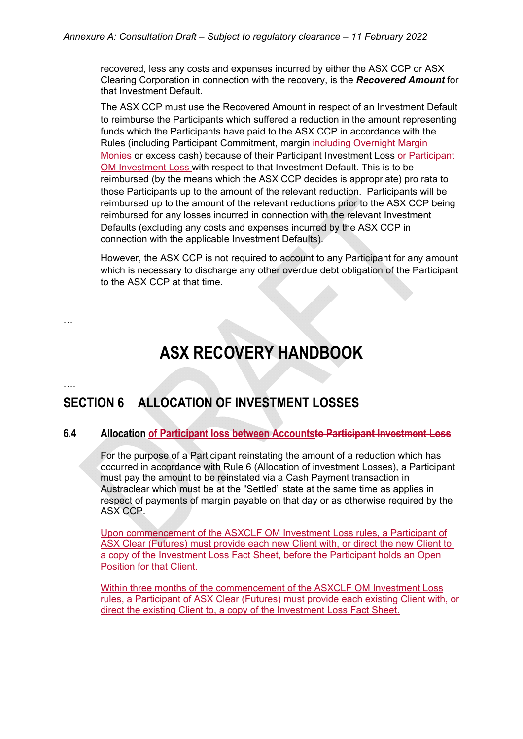recovered, less any costs and expenses incurred by either the ASX CCP or ASX Clearing Corporation in connection with the recovery, is the ***Recovered Amount*** for that Investment Default.

The ASX CCP must use the Recovered Amount in respect of an Investment Default to reimburse the Participants which suffered a reduction in the amount representing funds which the Participants have paid to the ASX CCP in accordance with the Rules (including Participant Commitment, margin including Overnight Margin Monies or excess cash) because of their Participant Investment Loss or Participant OM Investment Loss with respect to that Investment Default. This is to be reimbursed (by the means which the ASX CCP decides is appropriate) pro rata to those Participants up to the amount of the relevant reduction. Participants will be reimbursed up to the amount of the relevant reductions prior to the ASX CCP being reimbursed for any losses incurred in connection with the relevant Investment Defaults (excluding any costs and expenses incurred by the ASX CCP in connection with the applicable Investment Defaults).

However, the ASX CCP is not required to account to any Participant for any amount which is necessary to discharge any other overdue debt obligation of the Participant to the ASX CCP at that time.

…

# ASX RECOVERY HANDBOOK

….

## SECTION 6 ALLOCATION OF INVESTMENT LOSSES

### 6.4 Allocation of Participant loss between Accounts~~to Participant Investment Loss~~

For the purpose of a Participant reinstating the amount of a reduction which has occurred in accordance with Rule 6 (Allocation of investment Losses), a Participant must pay the amount to be reinstated via a Cash Payment transaction in Austraclear which must be at the "Settled" state at the same time as applies in respect of payments of margin payable on that day or as otherwise required by the ASX CCP.

Upon commencement of the ASXCLF OM Investment Loss rules, a Participant of ASX Clear (Futures) must provide each new Client with, or direct the new Client to, a copy of the Investment Loss Fact Sheet, before the Participant holds an Open Position for that Client.

Within three months of the commencement of the ASXCLF OM Investment Loss rules, a Participant of ASX Clear (Futures) must provide each existing Client with, or direct the existing Client to, a copy of the Investment Loss Fact Sheet.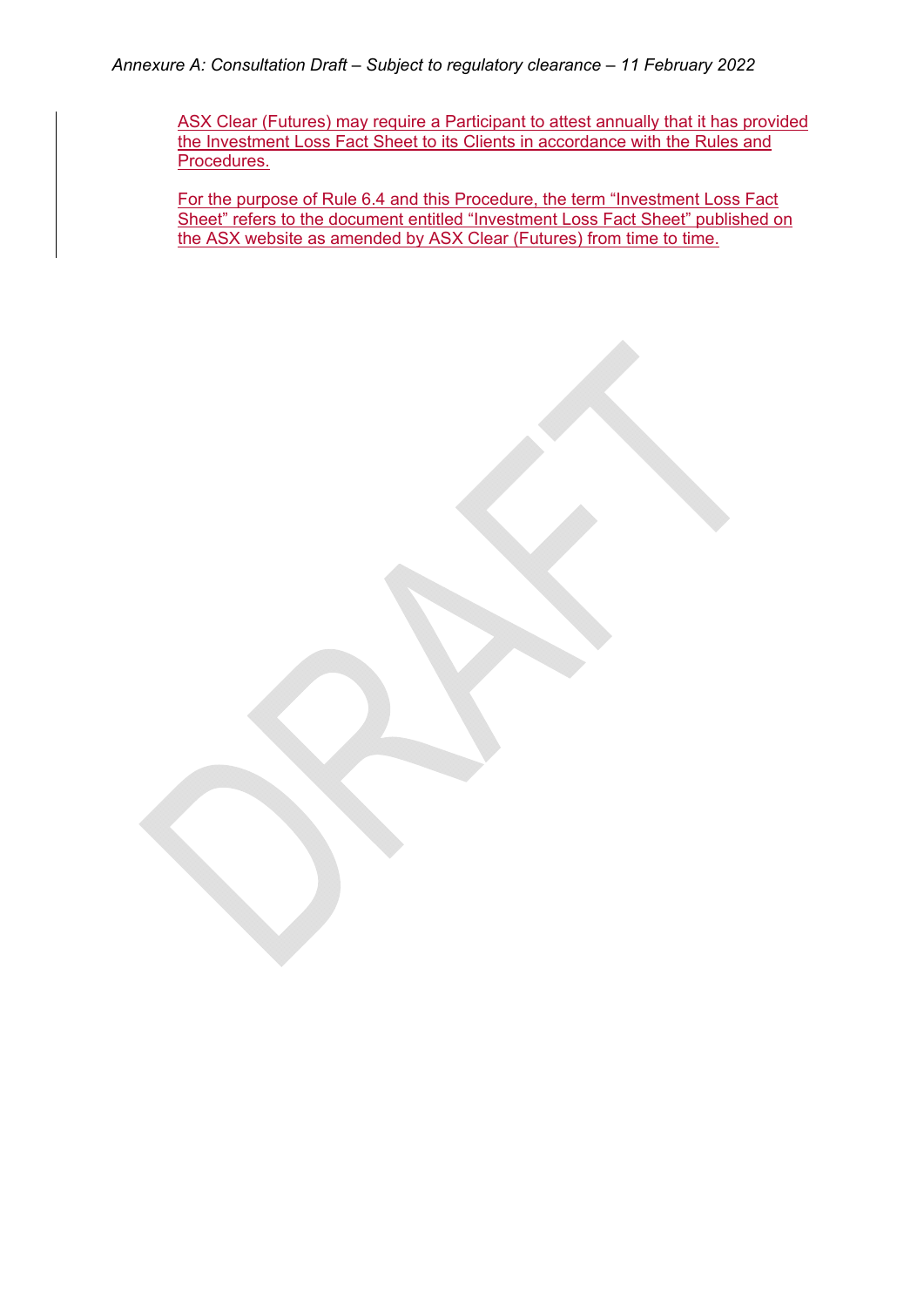ASX Clear (Futures) may require a Participant to attest annually that it has provided the Investment Loss Fact Sheet to its Clients in accordance with the Rules and Procedures.

For the purpose of Rule 6.4 and this Procedure, the term "Investment Loss Fact Sheet" refers to the document entitled "Investment Loss Fact Sheet" published on the ASX website as amended by ASX Clear (Futures) from time to time.